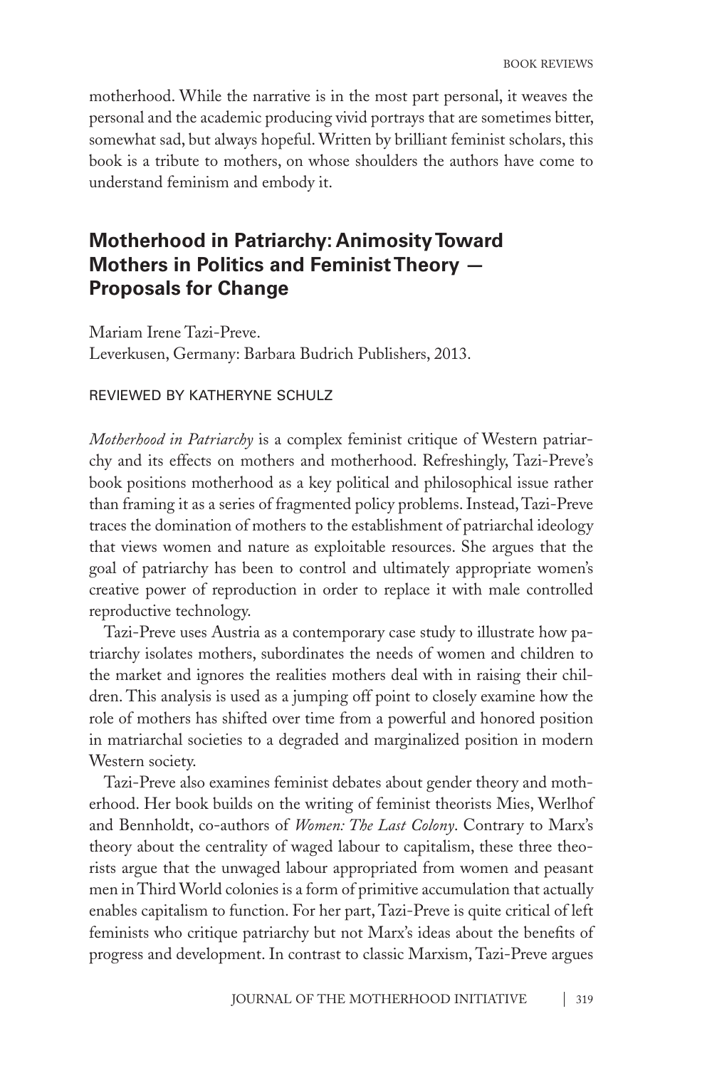motherhood. While the narrative is in the most part personal, it weaves the personal and the academic producing vivid portrays that are sometimes bitter, somewhat sad, but always hopeful. Written by brilliant feminist scholars, this book is a tribute to mothers, on whose shoulders the authors have come to understand feminism and embody it.

## Motherhood in Patriarchy: Animosity Toward Mothers in Politics and Feminist Theory — Proposals for Change

Mariam Irene Tazi-Preve.
Leverkusen, Germany: Barbara Budrich Publishers, 2013.

REVIEWED BY KATHERYNE SCHULZ

*Motherhood in Patriarchy* is a complex feminist critique of Western patriarchy and its effects on mothers and motherhood. Refreshingly, Tazi-Preve's book positions motherhood as a key political and philosophical issue rather than framing it as a series of fragmented policy problems. Instead, Tazi-Preve traces the domination of mothers to the establishment of patriarchal ideology that views women and nature as exploitable resources. She argues that the goal of patriarchy has been to control and ultimately appropriate women's creative power of reproduction in order to replace it with male controlled reproductive technology.

Tazi-Preve uses Austria as a contemporary case study to illustrate how patriarchy isolates mothers, subordinates the needs of women and children to the market and ignores the realities mothers deal with in raising their children. This analysis is used as a jumping off point to closely examine how the role of mothers has shifted over time from a powerful and honored position in matriarchal societies to a degraded and marginalized position in modern Western society.

Tazi-Preve also examines feminist debates about gender theory and motherhood. Her book builds on the writing of feminist theorists Mies, Werlhof and Bennholdt, co-authors of *Women: The Last Colony*. Contrary to Marx's theory about the centrality of waged labour to capitalism, these three theorists argue that the unwaged labour appropriated from women and peasant men in Third World colonies is a form of primitive accumulation that actually enables capitalism to function. For her part, Tazi-Preve is quite critical of left feminists who critique patriarchy but not Marx's ideas about the benefits of progress and development. In contrast to classic Marxism, Tazi-Preve argues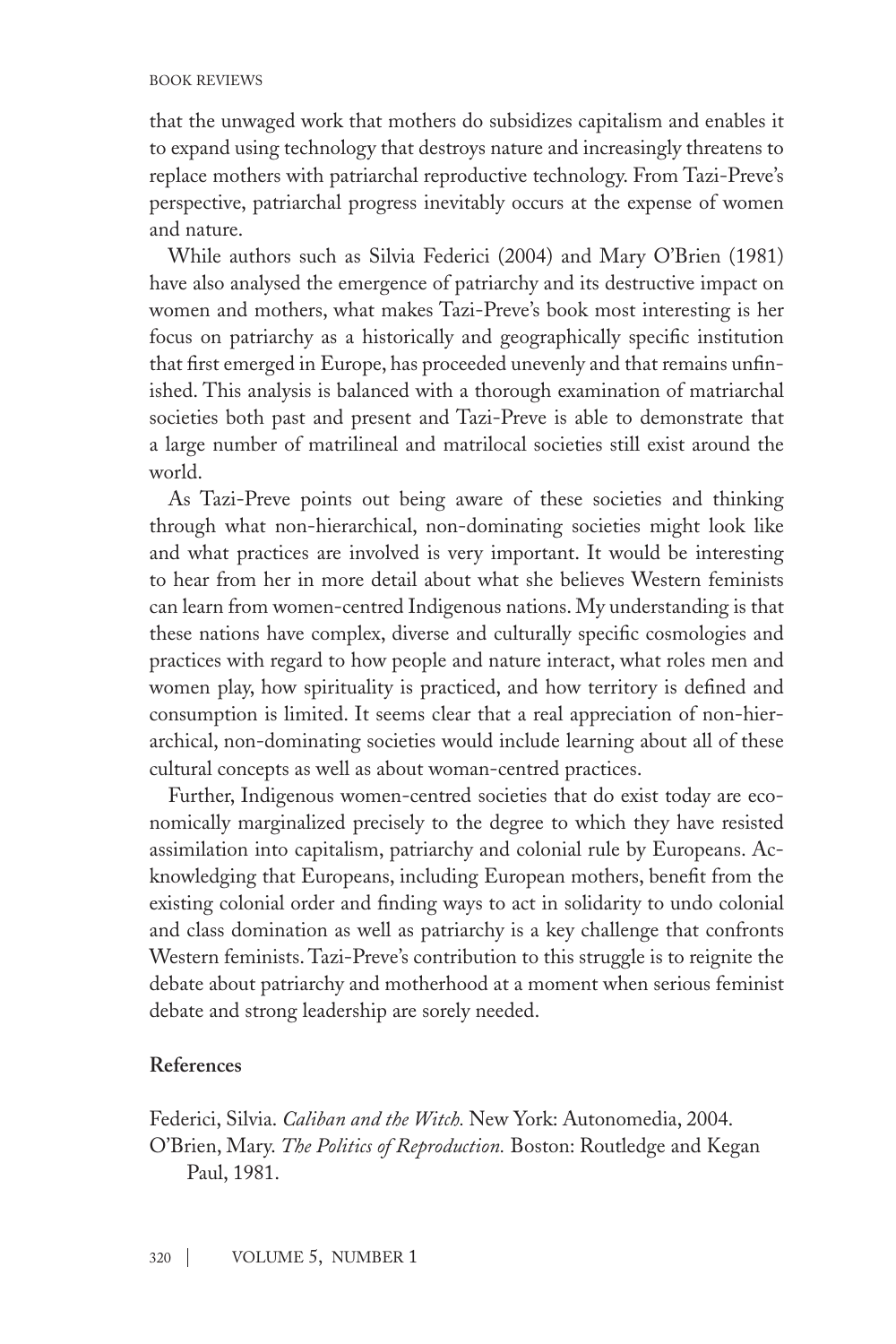that the unwaged work that mothers do subsidizes capitalism and enables it to expand using technology that destroys nature and increasingly threatens to replace mothers with patriarchal reproductive technology. From Tazi-Preve's perspective, patriarchal progress inevitably occurs at the expense of women and nature.

While authors such as Silvia Federici (2004) and Mary O'Brien (1981) have also analysed the emergence of patriarchy and its destructive impact on women and mothers, what makes Tazi-Preve's book most interesting is her focus on patriarchy as a historically and geographically specific institution that first emerged in Europe, has proceeded unevenly and that remains unfinished. This analysis is balanced with a thorough examination of matriarchal societies both past and present and Tazi-Preve is able to demonstrate that a large number of matrilineal and matrilocal societies still exist around the world.

As Tazi-Preve points out being aware of these societies and thinking through what non-hierarchical, non-dominating societies might look like and what practices are involved is very important. It would be interesting to hear from her in more detail about what she believes Western feminists can learn from women-centred Indigenous nations. My understanding is that these nations have complex, diverse and culturally specific cosmologies and practices with regard to how people and nature interact, what roles men and women play, how spirituality is practiced, and how territory is defined and consumption is limited. It seems clear that a real appreciation of non-hierarchical, non-dominating societies would include learning about all of these cultural concepts as well as about woman-centred practices.

Further, Indigenous women-centred societies that do exist today are economically marginalized precisely to the degree to which they have resisted assimilation into capitalism, patriarchy and colonial rule by Europeans. Acknowledging that Europeans, including European mothers, benefit from the existing colonial order and finding ways to act in solidarity to undo colonial and class domination as well as patriarchy is a key challenge that confronts Western feminists. Tazi-Preve's contribution to this struggle is to reignite the debate about patriarchy and motherhood at a moment when serious feminist debate and strong leadership are sorely needed.

## References

Federici, Silvia. *Caliban and the Witch.* New York: Autonomedia, 2004.

O'Brien, Mary. *The Politics of Reproduction.* Boston: Routledge and Kegan Paul, 1981.